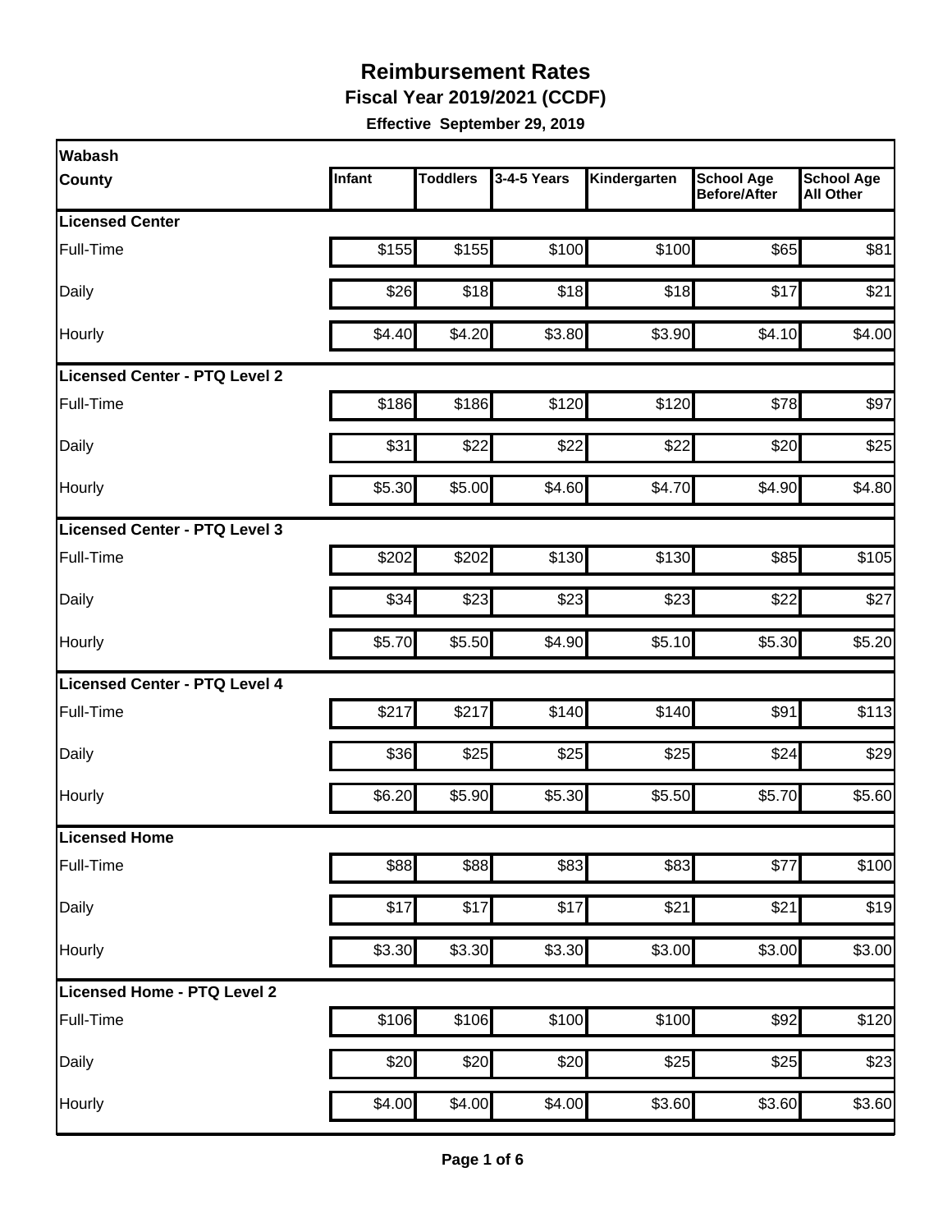# Reimbursement Rates

## Fiscal Year 2019/2021 (CCDF)

**Effective September 29, 2019**

| Wabash County | Infant | Toddlers | 3-4-5 Years | Kindergarten | School Age Before/After | School Age All Other |
|---|---|---|---|---|---|---|
| **Licensed Center** | | | | | | |
| Full-Time | $155 | $155 | $100 | $100 | $65 | $81 |
| Daily | $26 | $18 | $18 | $18 | $17 | $21 |
| Hourly | $4.40 | $4.20 | $3.80 | $3.90 | $4.10 | $4.00 |
| **Licensed Center - PTQ Level 2** | | | | | | |
| Full-Time | $186 | $186 | $120 | $120 | $78 | $97 |
| Daily | $31 | $22 | $22 | $22 | $20 | $25 |
| Hourly | $5.30 | $5.00 | $4.60 | $4.70 | $4.90 | $4.80 |
| **Licensed Center - PTQ Level 3** | | | | | | |
| Full-Time | $202 | $202 | $130 | $130 | $85 | $105 |
| Daily | $34 | $23 | $23 | $23 | $22 | $27 |
| Hourly | $5.70 | $5.50 | $4.90 | $5.10 | $5.30 | $5.20 |
| **Licensed Center - PTQ Level 4** | | | | | | |
| Full-Time | $217 | $217 | $140 | $140 | $91 | $113 |
| Daily | $36 | $25 | $25 | $25 | $24 | $29 |
| Hourly | $6.20 | $5.90 | $5.30 | $5.50 | $5.70 | $5.60 |
| **Licensed Home** | | | | | | |
| Full-Time | $88 | $88 | $83 | $83 | $77 | $100 |
| Daily | $17 | $17 | $17 | $21 | $21 | $19 |
| Hourly | $3.30 | $3.30 | $3.30 | $3.00 | $3.00 | $3.00 |
| **Licensed Home - PTQ Level 2** | | | | | | |
| Full-Time | $106 | $106 | $100 | $100 | $92 | $120 |
| Daily | $20 | $20 | $20 | $25 | $25 | $23 |
| Hourly | $4.00 | $4.00 | $4.00 | $3.60 | $3.60 | $3.60 |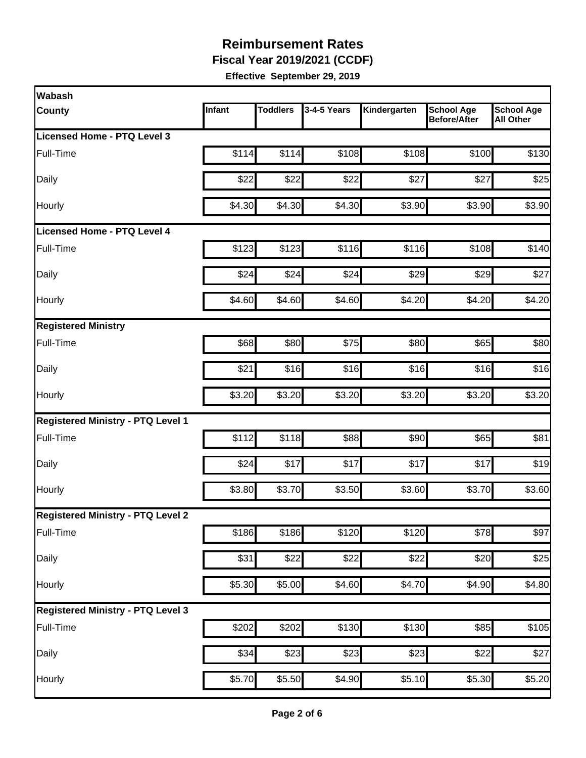# Reimbursement Rates

**Fiscal Year 2019/2021 (CCDF)**

**Effective September 29, 2019**

| Wabash County | Infant | Toddlers | 3-4-5 Years | Kindergarten | School Age Before/After | School Age All Other |
|---|---|---|---|---|---|---|
| **Licensed Home - PTQ Level 3** | | | | | | |
| Full-Time | $114 | $114 | $108 | $108 | $100 | $130 |
| Daily | $22 | $22 | $22 | $27 | $27 | $25 |
| Hourly | $4.30 | $4.30 | $4.30 | $3.90 | $3.90 | $3.90 |
| **Licensed Home - PTQ Level 4** | | | | | | |
| Full-Time | $123 | $123 | $116 | $116 | $108 | $140 |
| Daily | $24 | $24 | $24 | $29 | $29 | $27 |
| Hourly | $4.60 | $4.60 | $4.60 | $4.20 | $4.20 | $4.20 |
| **Registered Ministry** | | | | | | |
| Full-Time | $68 | $80 | $75 | $80 | $65 | $80 |
| Daily | $21 | $16 | $16 | $16 | $16 | $16 |
| Hourly | $3.20 | $3.20 | $3.20 | $3.20 | $3.20 | $3.20 |
| **Registered Ministry - PTQ Level 1** | | | | | | |
| Full-Time | $112 | $118 | $88 | $90 | $65 | $81 |
| Daily | $24 | $17 | $17 | $17 | $17 | $19 |
| Hourly | $3.80 | $3.70 | $3.50 | $3.60 | $3.70 | $3.60 |
| **Registered Ministry - PTQ Level 2** | | | | | | |
| Full-Time | $186 | $186 | $120 | $120 | $78 | $97 |
| Daily | $31 | $22 | $22 | $22 | $20 | $25 |
| Hourly | $5.30 | $5.00 | $4.60 | $4.70 | $4.90 | $4.80 |
| **Registered Ministry - PTQ Level 3** | | | | | | |
| Full-Time | $202 | $202 | $130 | $130 | $85 | $105 |
| Daily | $34 | $23 | $23 | $23 | $22 | $27 |
| Hourly | $5.70 | $5.50 | $4.90 | $5.10 | $5.30 | $5.20 |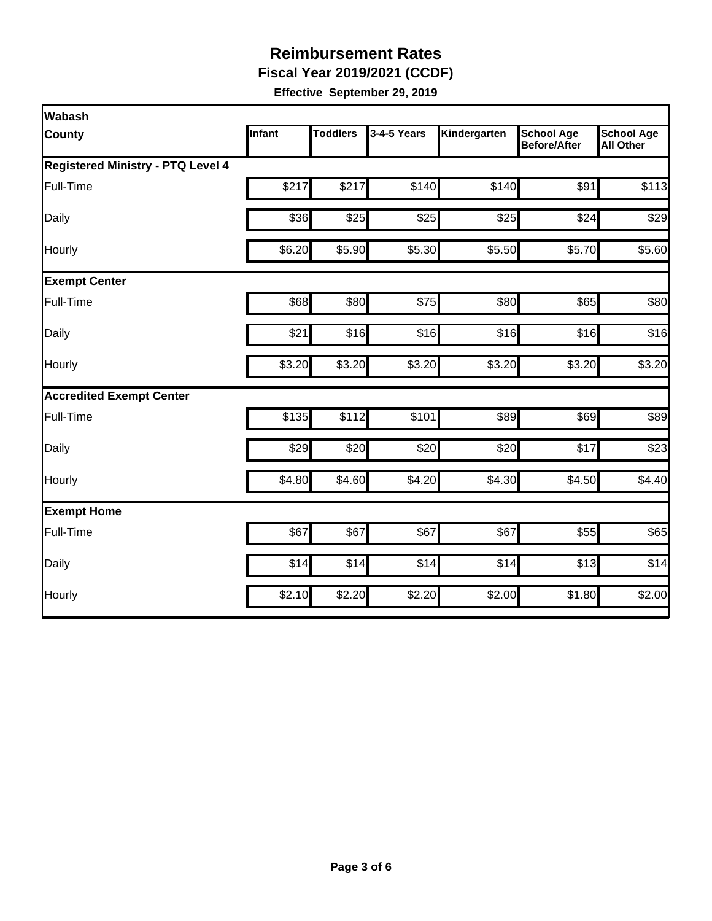# Reimbursement Rates

**Fiscal Year 2019/2021 (CCDF)**

**Effective September 29, 2019**

| Wabash County | Infant | Toddlers | 3-4-5 Years | Kindergarten | School Age Before/After | School Age All Other |
|---|---|---|---|---|---|---|
| **Registered Ministry - PTQ Level 4** | | | | | | |
| Full-Time | $217 | $217 | $140 | $140 | $91 | $113 |
| Daily | $36 | $25 | $25 | $25 | $24 | $29 |
| Hourly | $6.20 | $5.90 | $5.30 | $5.50 | $5.70 | $5.60 |
| **Exempt Center** | | | | | | |
| Full-Time | $68 | $80 | $75 | $80 | $65 | $80 |
| Daily | $21 | $16 | $16 | $16 | $16 | $16 |
| Hourly | $3.20 | $3.20 | $3.20 | $3.20 | $3.20 | $3.20 |
| **Accredited Exempt Center** | | | | | | |
| Full-Time | $135 | $112 | $101 | $89 | $69 | $89 |
| Daily | $29 | $20 | $20 | $20 | $17 | $23 |
| Hourly | $4.80 | $4.60 | $4.20 | $4.30 | $4.50 | $4.40 |
| **Exempt Home** | | | | | | |
| Full-Time | $67 | $67 | $67 | $67 | $55 | $65 |
| Daily | $14 | $14 | $14 | $14 | $13 | $14 |
| Hourly | $2.10 | $2.20 | $2.20 | $2.00 | $1.80 | $2.00 |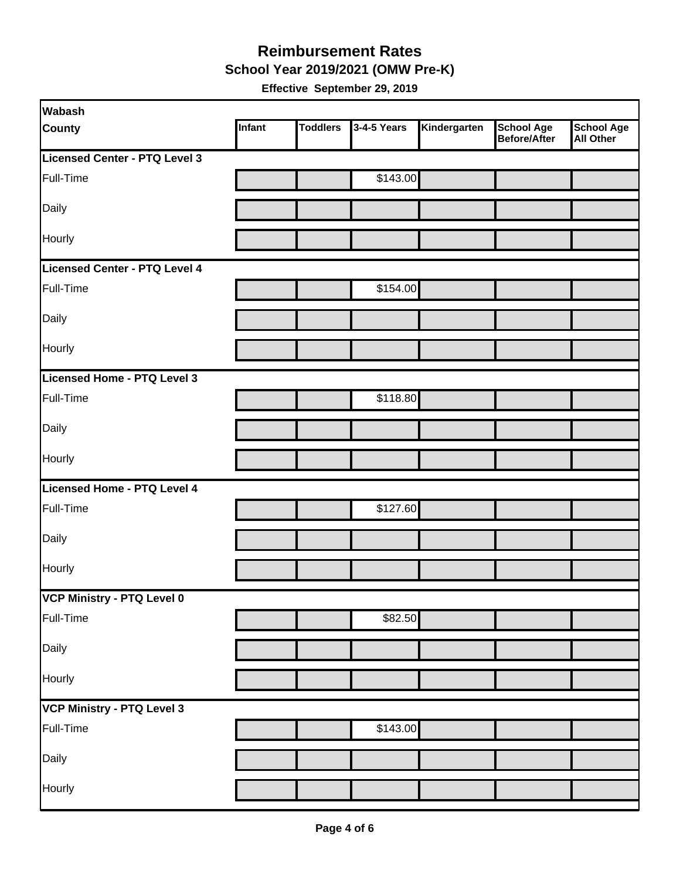# Reimbursement Rates

## School Year 2019/2021 (OMW Pre-K)

**Effective September 29, 2019**

| Wabash County | Infant | Toddlers | 3-4-5 Years | Kindergarten | School Age Before/After | School Age All Other |
|---|---|---|---|---|---|---|
| **Licensed Center - PTQ Level 3** | | | | | | |
| Full-Time | | | $143.00 | | | |
| Daily | | | | | | |
| Hourly | | | | | | |
| **Licensed Center - PTQ Level 4** | | | | | | |
| Full-Time | | | $154.00 | | | |
| Daily | | | | | | |
| Hourly | | | | | | |
| **Licensed Home - PTQ Level 3** | | | | | | |
| Full-Time | | | $118.80 | | | |
| Daily | | | | | | |
| Hourly | | | | | | |
| **Licensed Home - PTQ Level 4** | | | | | | |
| Full-Time | | | $127.60 | | | |
| Daily | | | | | | |
| Hourly | | | | | | |
| **VCP Ministry - PTQ Level 0** | | | | | | |
| Full-Time | | | $82.50 | | | |
| Daily | | | | | | |
| Hourly | | | | | | |
| **VCP Ministry - PTQ Level 3** | | | | | | |
| Full-Time | | | $143.00 | | | |
| Daily | | | | | | |
| Hourly | | | | | | |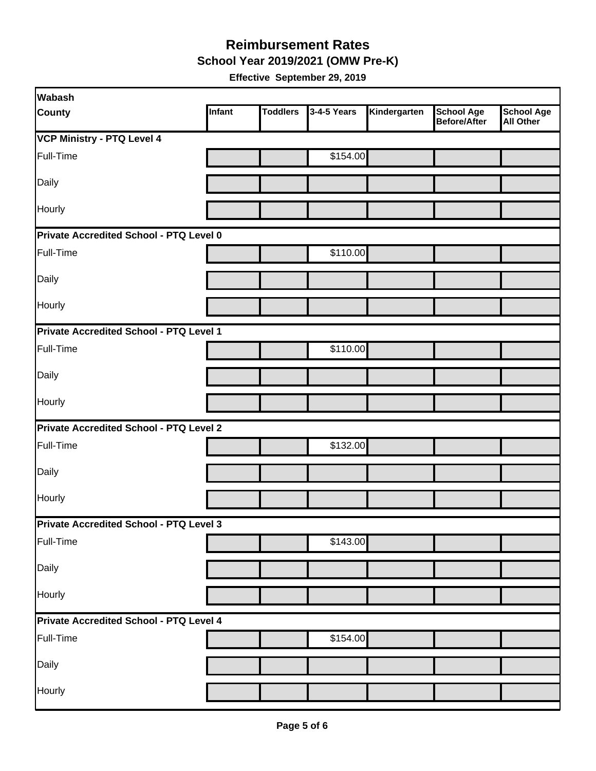# Reimbursement Rates

## School Year 2019/2021 (OMW Pre-K)

**Effective September 29, 2019**

| Wabash County | Infant | Toddlers | 3-4-5 Years | Kindergarten | School Age Before/After | School Age All Other |
|---|---|---|---|---|---|---|
| **VCP Ministry - PTQ Level 4** | | | | | | |
| Full-Time | | | $154.00 | | | |
| Daily | | | | | | |
| Hourly | | | | | | |
| **Private Accredited School - PTQ Level 0** | | | | | | |
| Full-Time | | | $110.00 | | | |
| Daily | | | | | | |
| Hourly | | | | | | |
| **Private Accredited School - PTQ Level 1** | | | | | | |
| Full-Time | | | $110.00 | | | |
| Daily | | | | | | |
| Hourly | | | | | | |
| **Private Accredited School - PTQ Level 2** | | | | | | |
| Full-Time | | | $132.00 | | | |
| Daily | | | | | | |
| Hourly | | | | | | |
| **Private Accredited School - PTQ Level 3** | | | | | | |
| Full-Time | | | $143.00 | | | |
| Daily | | | | | | |
| Hourly | | | | | | |
| **Private Accredited School - PTQ Level 4** | | | | | | |
| Full-Time | | | $154.00 | | | |
| Daily | | | | | | |
| Hourly | | | | | | |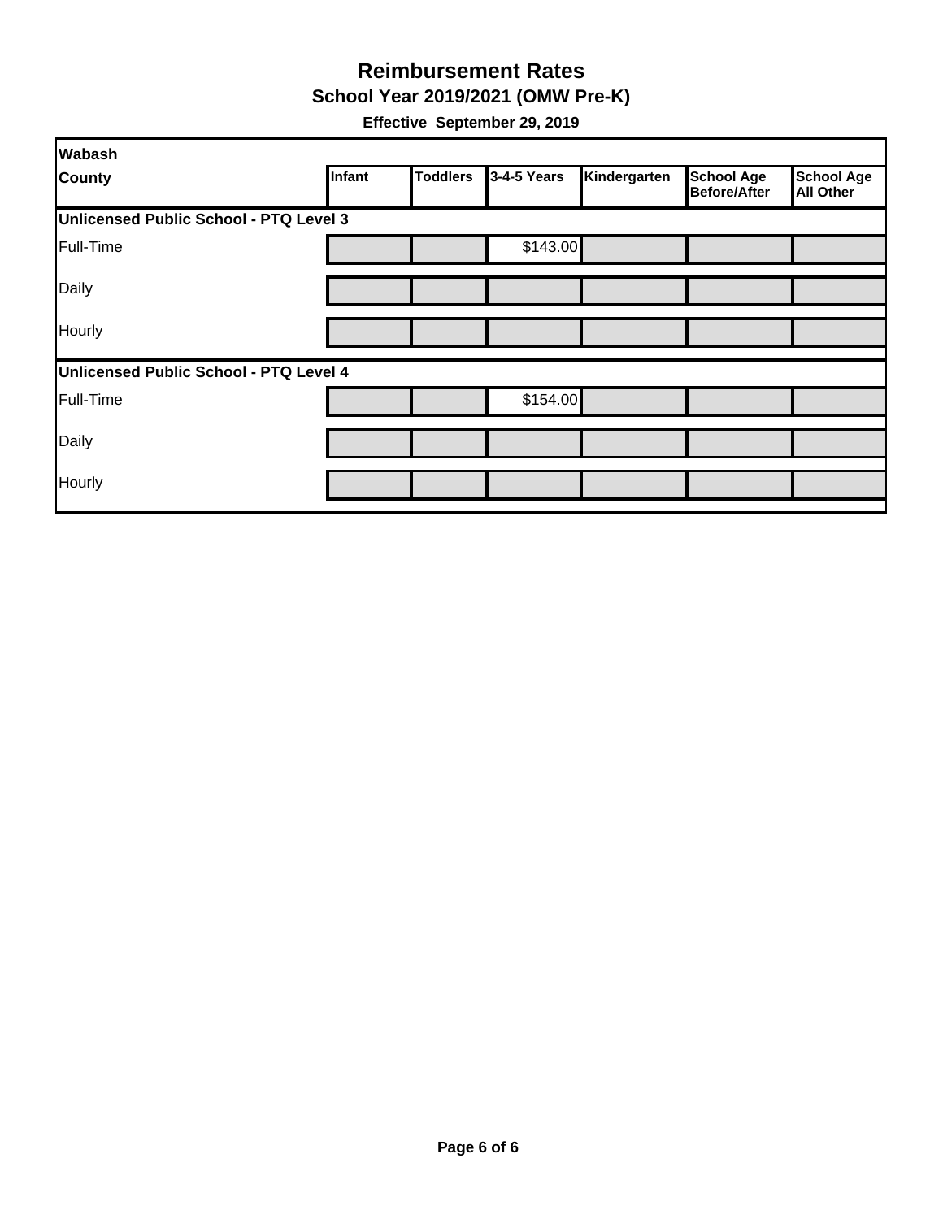# Reimbursement Rates

## School Year 2019/2021 (OMW Pre-K)

**Effective September 29, 2019**

| Wabash County | Infant | Toddlers | 3-4-5 Years | Kindergarten | School Age Before/After | School Age All Other |
|---|---|---|---|---|---|---|
| **Unlicensed Public School - PTQ Level 3** | | | | | | |
| Full-Time | | | $143.00 | | | |
| Daily | | | | | | |
| Hourly | | | | | | |
| **Unlicensed Public School - PTQ Level 4** | | | | | | |
| Full-Time | | | $154.00 | | | |
| Daily | | | | | | |
| Hourly | | | | | | |